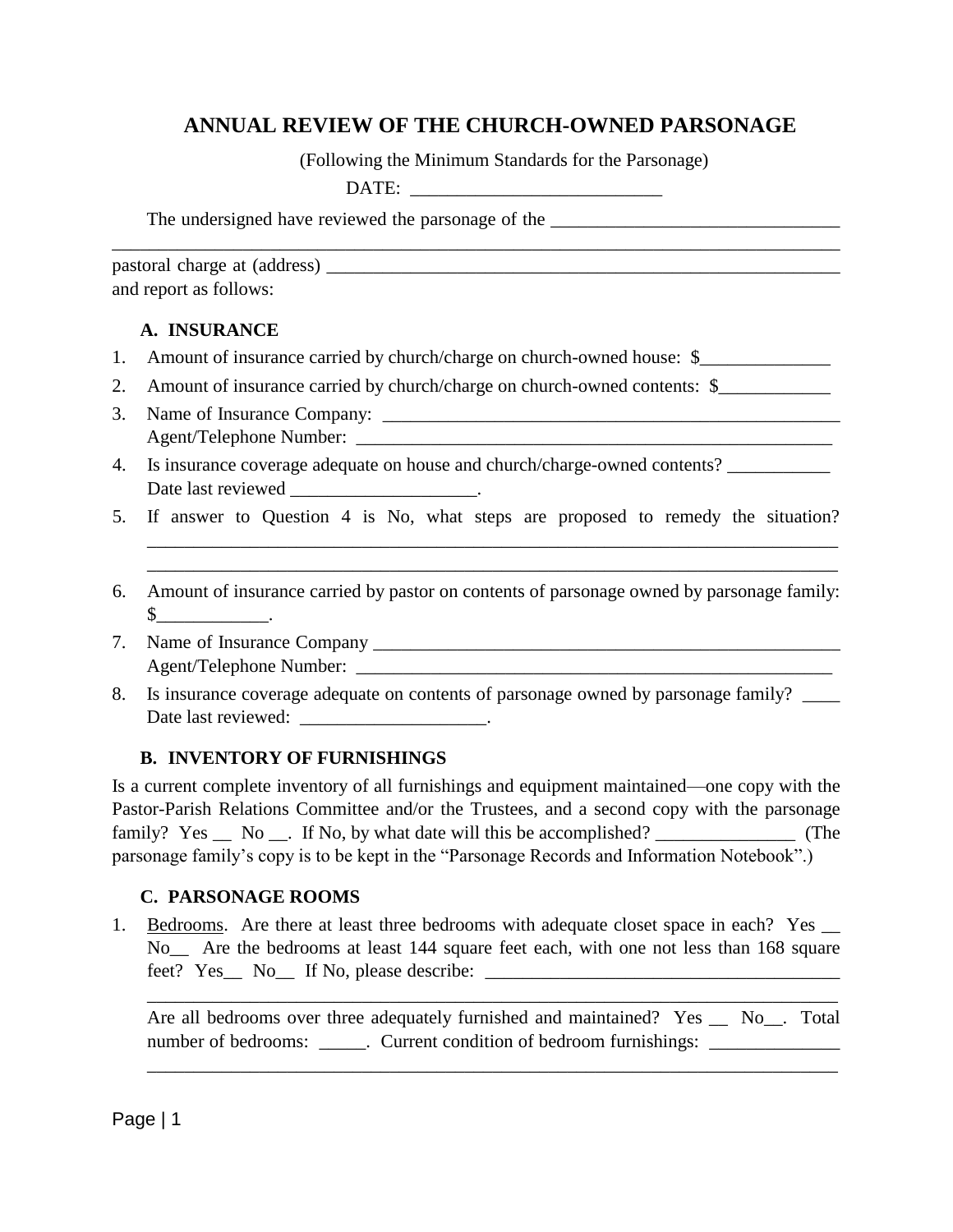# ANNUAL REVIEW OF THE CHURCH-OWNED PARSONAGE

(Following the Minimum Standards for the Parsonage)

DATE: ___________________________

The undersigned have reviewed the parsonage of the _______________________________
_______________________________________________________________________________
pastoral charge at (address) _________________________________________________________
and report as follows:

### A. INSURANCE

1. Amount of insurance carried by church/charge on church-owned house: $______________
2. Amount of insurance carried by church/charge on church-owned contents: $____________
3. Name of Insurance Company: ____________________________________________________
   Agent/Telephone Number: ______________________________________________________
4. Is insurance coverage adequate on house and church/charge-owned contents? ___________
   Date last reviewed ____________________.
5. If answer to Question 4 is No, what steps are proposed to remedy the situation? ____________________________________________________________________________
   ____________________________________________________________________________
6. Amount of insurance carried by pastor on contents of parsonage owned by parsonage family: $____________.
7. Name of Insurance Company _____________________________________________________
   Agent/Telephone Number: _____________________________________________________
8. Is insurance coverage adequate on contents of parsonage owned by parsonage family? ____
   Date last reviewed: ____________________.

### B. INVENTORY OF FURNISHINGS

Is a current complete inventory of all furnishings and equipment maintained—one copy with the Pastor-Parish Relations Committee and/or the Trustees, and a second copy with the parsonage family? Yes __ No __. If No, by what date will this be accomplished? _______________ (The parsonage family's copy is to be kept in the "Parsonage Records and Information Notebook".)

### C. PARSONAGE ROOMS

1. Bedrooms. Are there at least three bedrooms with adequate closet space in each? Yes __ No__ Are the bedrooms at least 144 square feet each, with one not less than 168 square feet? Yes__ No__ If No, please describe: ________________________________________
   ____________________________________________________________________________
   Are all bedrooms over three adequately furnished and maintained? Yes __ No__. Total number of bedrooms: _____. Current condition of bedroom furnishings: ______________
   ____________________________________________________________________________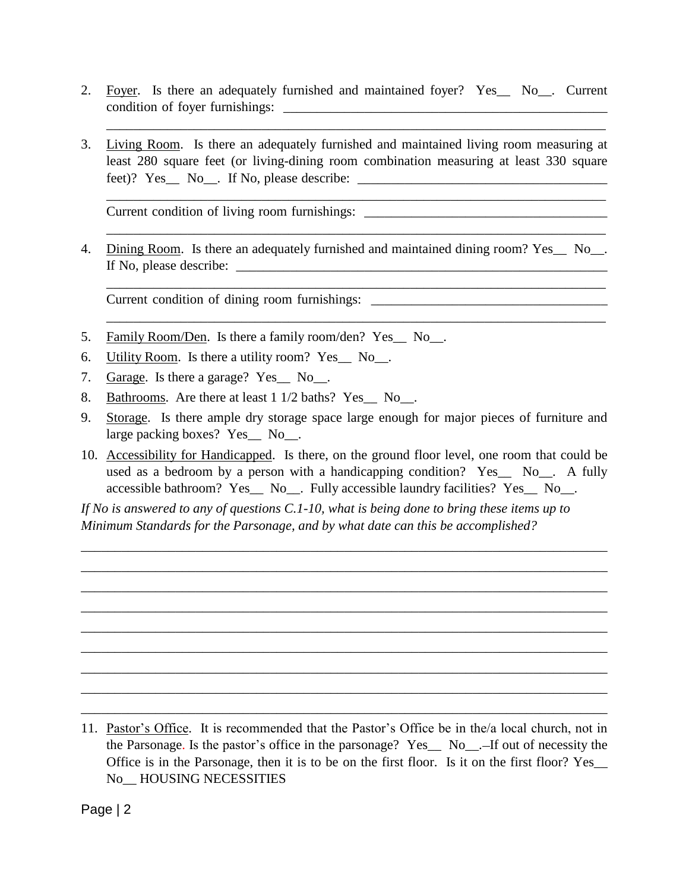2. <u>Foyer</u>. Is there an adequately furnished and maintained foyer? Yes__ No__. Current condition of foyer furnishings: ______________________________________________
______________________________________________________________________

3. <u>Living Room</u>. Is there an adequately furnished and maintained living room measuring at least 280 square feet (or living-dining room combination measuring at least 330 square feet)? Yes__ No__. If No, please describe: ____________________________________
______________________________________________________________________
Current condition of living room furnishings: __________________________________
______________________________________________________________________

4. <u>Dining Room</u>. Is there an adequately furnished and maintained dining room? Yes__ No__. If No, please describe: ______________________________________________________
______________________________________________________________________
Current condition of dining room furnishings: _________________________________
______________________________________________________________________

5. <u>Family Room/Den</u>. Is there a family room/den? Yes__ No__.

6. <u>Utility Room</u>. Is there a utility room? Yes__ No__.

7. <u>Garage</u>. Is there a garage? Yes__ No__.

8. <u>Bathrooms</u>. Are there at least 1 1/2 baths? Yes__ No__.

9. <u>Storage</u>. Is there ample dry storage space large enough for major pieces of furniture and large packing boxes? Yes__ No__.

10. <u>Accessibility for Handicapped</u>. Is there, on the ground floor level, one room that could be used as a bedroom by a person with a handicapping condition? Yes__ No__. A fully accessible bathroom? Yes__ No__. Fully accessible laundry facilities? Yes__ No__.

*If No is answered to any of questions C.1-10, what is being done to bring these items up to Minimum Standards for the Parsonage, and by what date can this be accomplished?*

__________________________________________________________________________
__________________________________________________________________________
__________________________________________________________________________
__________________________________________________________________________
__________________________________________________________________________
__________________________________________________________________________
__________________________________________________________________________
__________________________________________________________________________
__________________________________________________________________________

11. <u>Pastor's Office</u>. It is recommended that the Pastor's Office be in the/a local church, not in the Parsonage. Is the pastor's office in the parsonage? Yes__ No__.–If out of necessity the Office is in the Parsonage, then it is to be on the first floor. Is it on the first floor? Yes__ No__ HOUSING NECESSITIES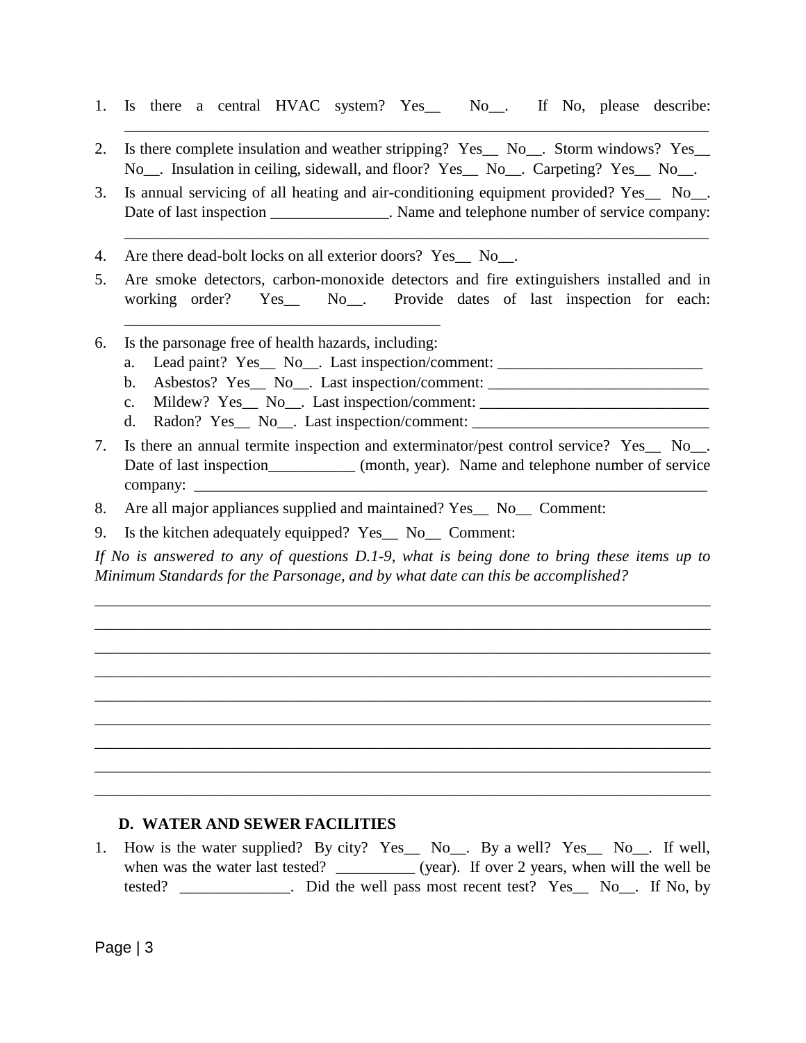1. Is there a central HVAC system? Yes__ No__. If No, please describe: ___________________________________________________________________________

2. Is there complete insulation and weather stripping? Yes__ No__. Storm windows? Yes__ No__. Insulation in ceiling, sidewall, and floor? Yes__ No__. Carpeting? Yes__ No__.

3. Is annual servicing of all heating and air-conditioning equipment provided? Yes__ No__. Date of last inspection _______________. Name and telephone number of service company: ___________________________________________________________________________

4. Are there dead-bolt locks on all exterior doors? Yes__ No__.

5. Are smoke detectors, carbon-monoxide detectors and fire extinguishers installed and in working order? Yes__ No__. Provide dates of last inspection for each: ________________________________________

6. Is the parsonage free of health hazards, including:
   a. Lead paint? Yes__ No__. Last inspection/comment: __________________________
   b. Asbestos? Yes__ No__. Last inspection/comment: ____________________________
   c. Mildew? Yes__ No__. Last inspection/comment: _____________________________
   d. Radon? Yes__ No__. Last inspection/comment: ______________________________

7. Is there an annual termite inspection and exterminator/pest control service? Yes__ No__. Date of last inspection___________ (month, year). Name and telephone number of service company: _________________________________________________________________

8. Are all major appliances supplied and maintained? Yes__ No__ Comment:

9. Is the kitchen adequately equipped? Yes__ No__ Comment:

*If No is answered to any of questions D.1-9, what is being done to bring these items up to Minimum Standards for the Parsonage, and by what date can this be accomplished?*

_____________________________________________________________________________

_____________________________________________________________________________

_____________________________________________________________________________

_____________________________________________________________________________

_____________________________________________________________________________

_____________________________________________________________________________

_____________________________________________________________________________

_____________________________________________________________________________

_____________________________________________________________________________

### D. WATER AND SEWER FACILITIES

1. How is the water supplied? By city? Yes__ No__. By a well? Yes__ No__. If well, when was the water last tested? __________ (year). If over 2 years, when will the well be tested? ______________. Did the well pass most recent test? Yes__ No__. If No, by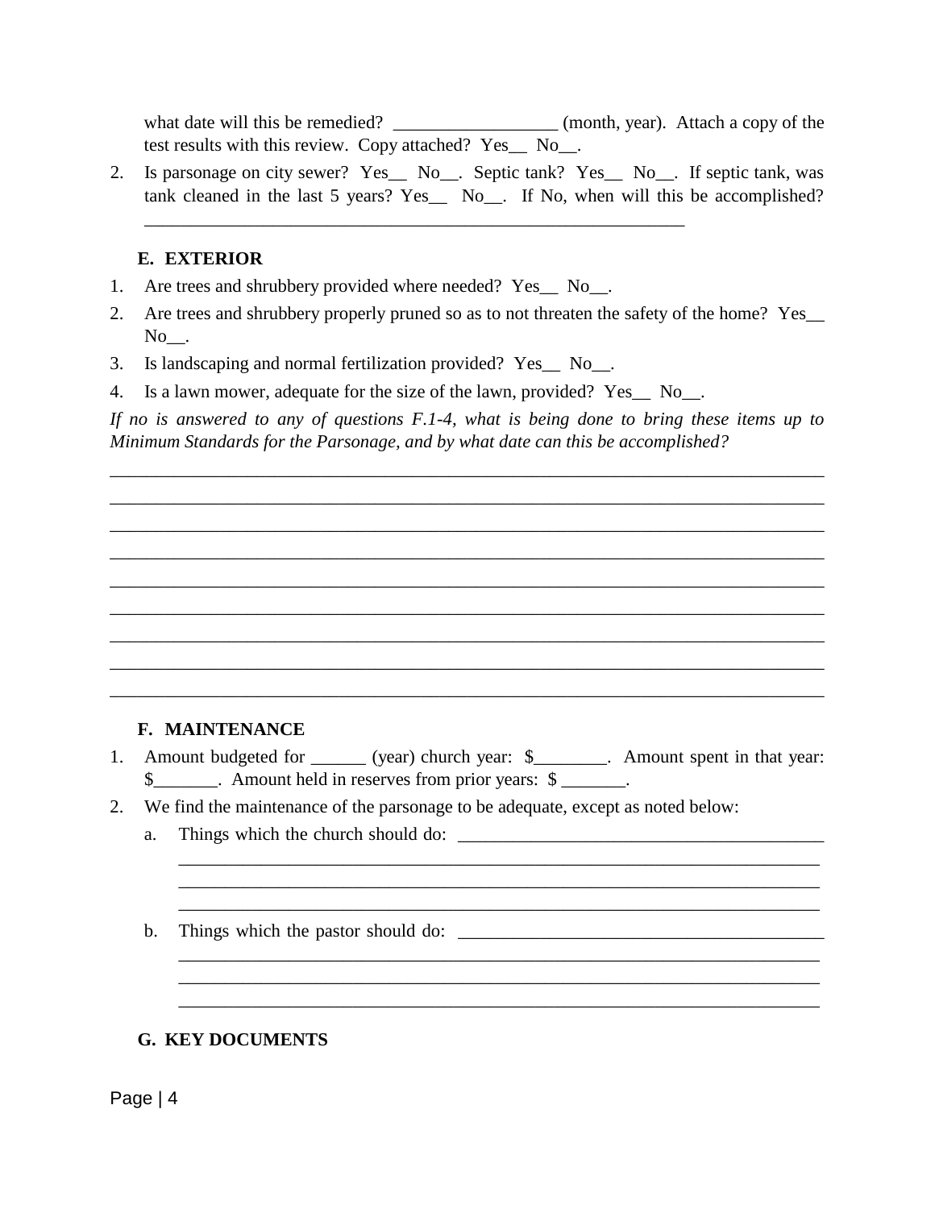what date will this be remedied? __________________ (month, year). Attach a copy of the test results with this review. Copy attached? Yes__ No__.

2. Is parsonage on city sewer? Yes__ No__. Septic tank? Yes__ No__. If septic tank, was tank cleaned in the last 5 years? Yes__ No__. If No, when will this be accomplished? ____________________________________________________________

### E. EXTERIOR

1. Are trees and shrubbery provided where needed? Yes__ No__.
2. Are trees and shrubbery properly pruned so as to not threaten the safety of the home? Yes__ No__.
3. Is landscaping and normal fertilization provided? Yes__ No__.
4. Is a lawn mower, adequate for the size of the lawn, provided? Yes__ No__.

*If no is answered to any of questions F.1-4, what is being done to bring these items up to Minimum Standards for the Parsonage, and by what date can this be accomplished?*

________________________________________________________________________________
________________________________________________________________________________
________________________________________________________________________________
________________________________________________________________________________
________________________________________________________________________________
________________________________________________________________________________
________________________________________________________________________________
________________________________________________________________________________
________________________________________________________________________________

### F. MAINTENANCE

1. Amount budgeted for ______ (year) church year: $________. Amount spent in that year: $_______. Amount held in reserves from prior years: $ _______.
2. We find the maintenance of the parsonage to be adequate, except as noted below:
   a. Things which the church should do: ________________________________________
   ________________________________________________________________________
   ________________________________________________________________________
   ________________________________________________________________________
   b. Things which the pastor should do: ________________________________________
   ________________________________________________________________________
   ________________________________________________________________________
   ________________________________________________________________________

### G. KEY DOCUMENTS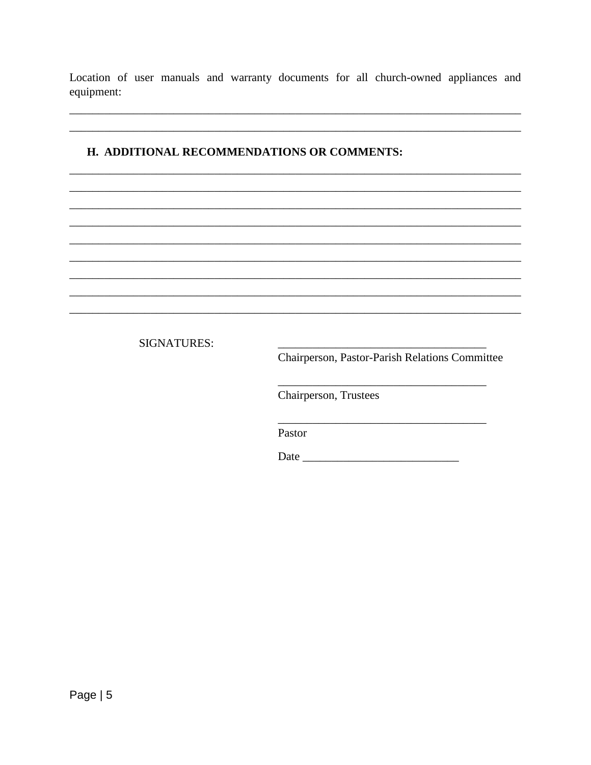Location of user manuals and warranty documents for all church-owned appliances and equipment:

________________________________________________________________________________

________________________________________________________________________________

## H. ADDITIONAL RECOMMENDATIONS OR COMMENTS:

________________________________________________________________________________

________________________________________________________________________________

________________________________________________________________________________

________________________________________________________________________________

________________________________________________________________________________

________________________________________________________________________________

________________________________________________________________________________

________________________________________________________________________________

________________________________________________________________________________

SIGNATURES:

____________________________________
Chairperson, Pastor-Parish Relations Committee

____________________________________
Chairperson, Trustees

____________________________________
Pastor

Date ___________________________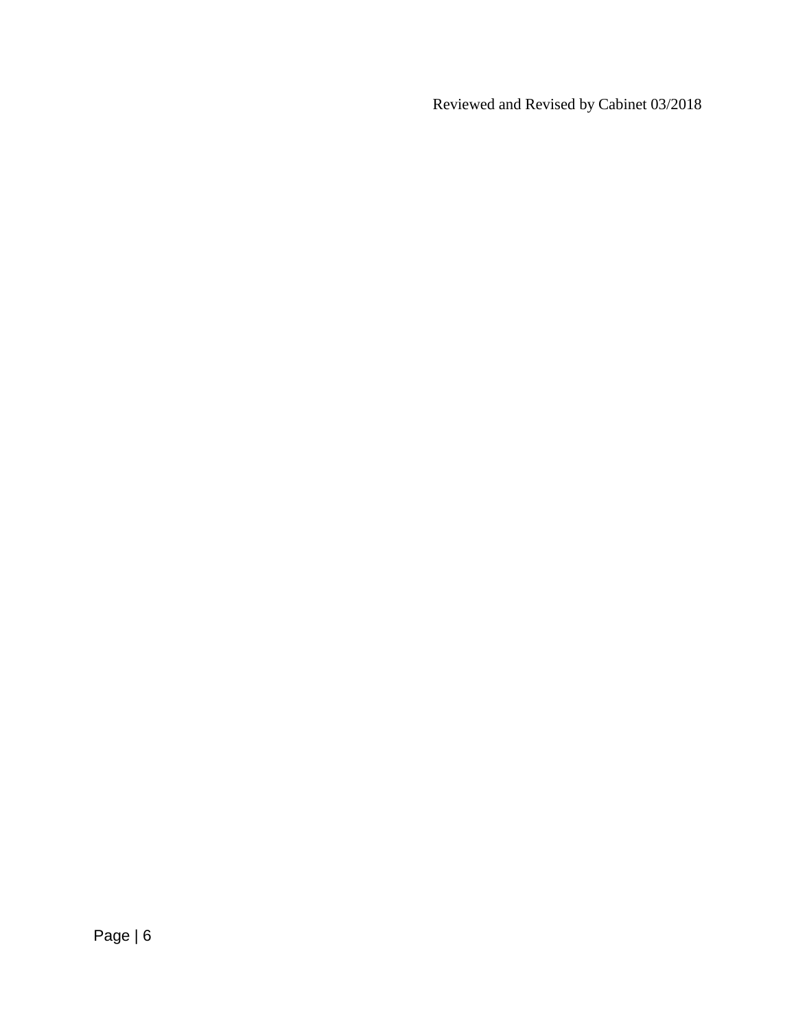Reviewed and Revised by Cabinet 03/2018